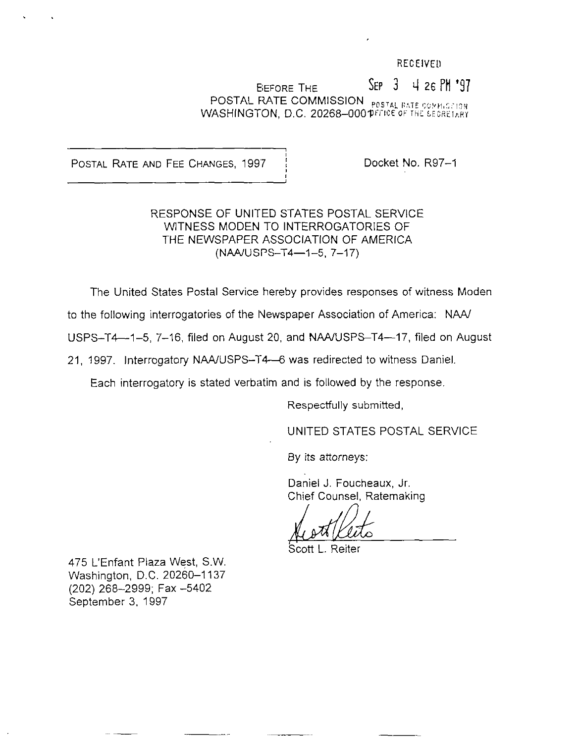RECEIVED

SEP 3 4 26 PM '97

POSTAL RATE COMMISSION
OFFICE OF THE SECRETARY

BEFORE THE
POSTAL RATE COMMISSION
WASHINGTON, D.C. 20268-0001

POSTAL RATE AND FEE CHANGES, 1997

Docket No. R97-1

RESPONSE OF UNITED STATES POSTAL SERVICE
WITNESS MODEN TO INTERROGATORIES OF
THE NEWSPAPER ASSOCIATION OF AMERICA
(NAA/USPS-T4—1-5, 7-17)

The United States Postal Service hereby provides responses of witness Moden to the following interrogatories of the Newspaper Association of America: NAA/USPS-T4—1-5, 7-16, filed on August 20, and NAA/USPS-T4—17, filed on August 21, 1997. Interrogatory NAA/USPS-T4—6 was redirected to witness Daniel.

Each interrogatory is stated verbatim and is followed by the response.

Respectfully submitted,

UNITED STATES POSTAL SERVICE

By its attorneys:

Daniel J. Foucheaux, Jr.
Chief Counsel, Ratemaking

Scott L. Reiter

475 L'Enfant Plaza West, S.W.
Washington, D.C. 20260-1137
(202) 268-2999; Fax -5402
September 3, 1997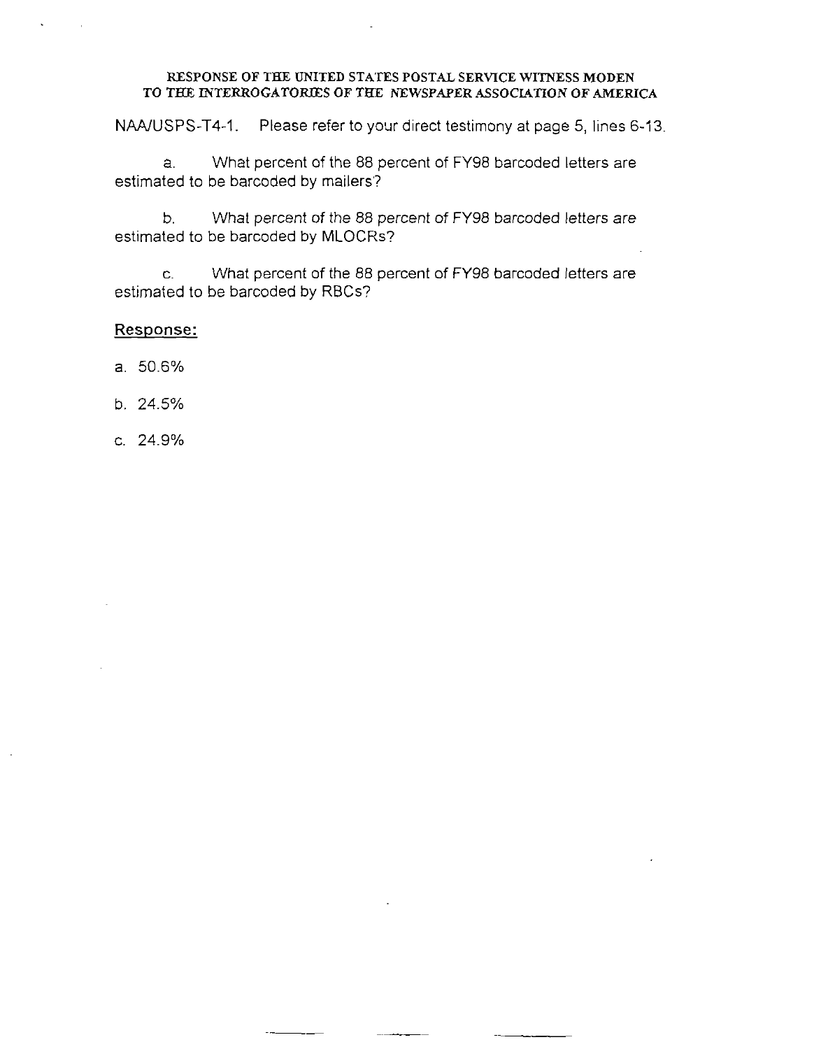RESPONSE OF THE UNITED STATES POSTAL SERVICE WITNESS MODEN
TO THE INTERROGATORIES OF THE NEWSPAPER ASSOCIATION OF AMERICA

NAA/USPS-T4-1. Please refer to your direct testimony at page 5, lines 6-13.

a. What percent of the 88 percent of FY98 barcoded letters are estimated to be barcoded by mailers?

b. What percent of the 88 percent of FY98 barcoded letters are estimated to be barcoded by MLOCRs?

c. What percent of the 88 percent of FY98 barcoded letters are estimated to be barcoded by RBCs?

**Response:**

a. 50.6%

b. 24.5%

c. 24.9%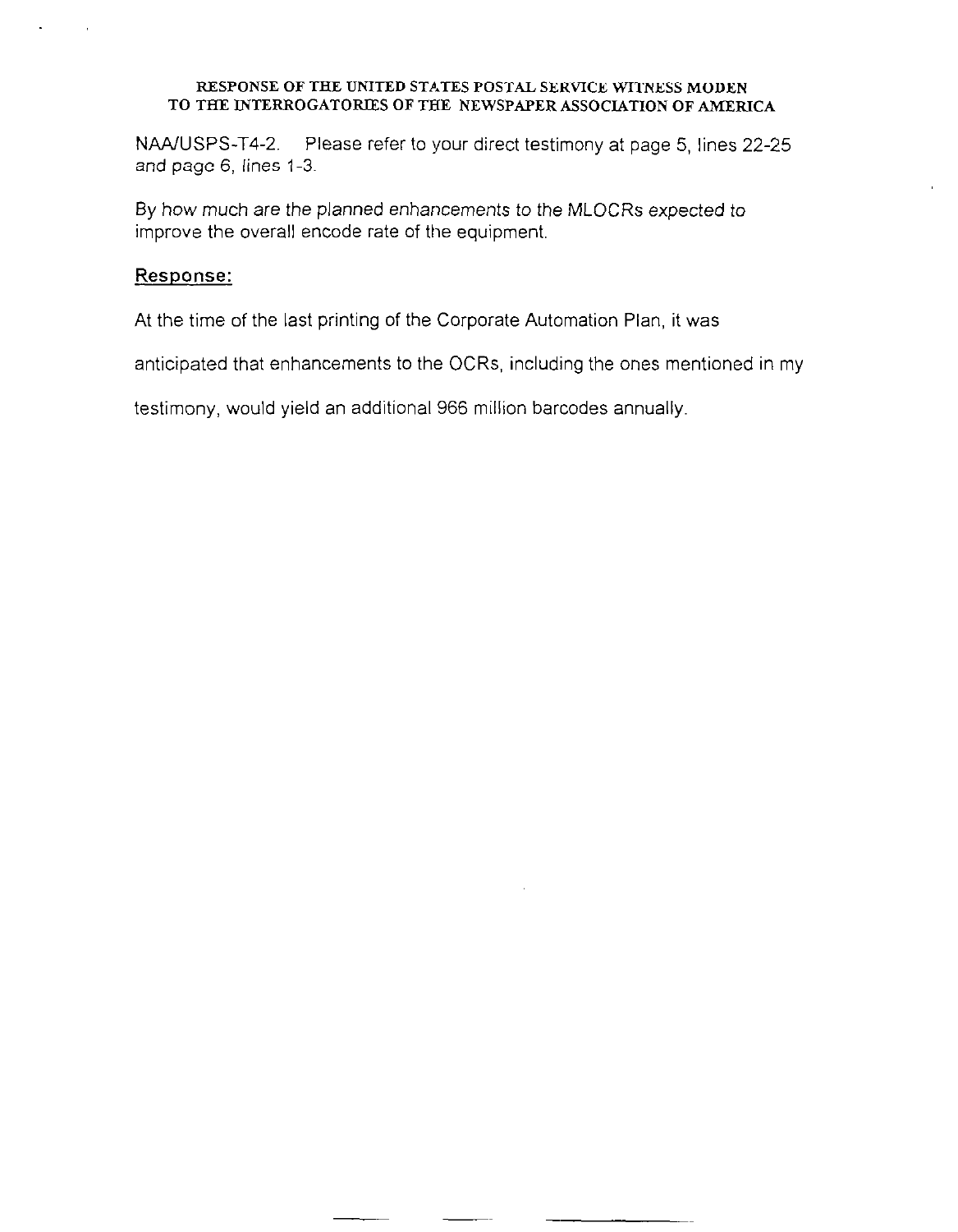RESPONSE OF THE UNITED STATES POSTAL SERVICE WITNESS MODEN TO THE INTERROGATORIES OF THE NEWSPAPER ASSOCIATION OF AMERICA

NAA/USPS-T4-2. Please refer to your direct testimony at page 5, lines 22-25 and page 6, lines 1-3.

By how much are the planned enhancements to the MLOCRs expected to improve the overall encode rate of the equipment.

**Response:**

At the time of the last printing of the Corporate Automation Plan, it was anticipated that enhancements to the OCRs, including the ones mentioned in my testimony, would yield an additional 966 million barcodes annually.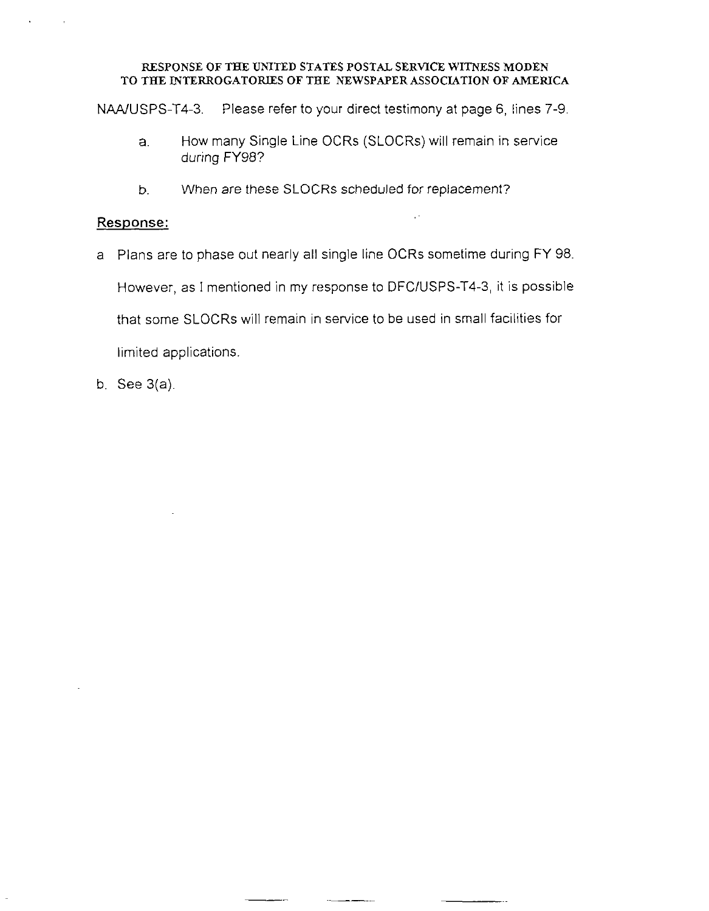RESPONSE OF THE UNITED STATES POSTAL SERVICE WITNESS MODEN
TO THE INTERROGATORIES OF THE NEWSPAPER ASSOCIATION OF AMERICA

NAA/USPS-T4-3. Please refer to your direct testimony at page 6, lines 7-9.

a. How many Single Line OCRs (SLOCRs) will remain in service during FY98?

b. When are these SLOCRs scheduled for replacement?

**Response:**

a Plans are to phase out nearly all single line OCRs sometime during FY 98. However, as I mentioned in my response to DFC/USPS-T4-3, it is possible that some SLOCRs will remain in service to be used in small facilities for limited applications.

b. See 3(a).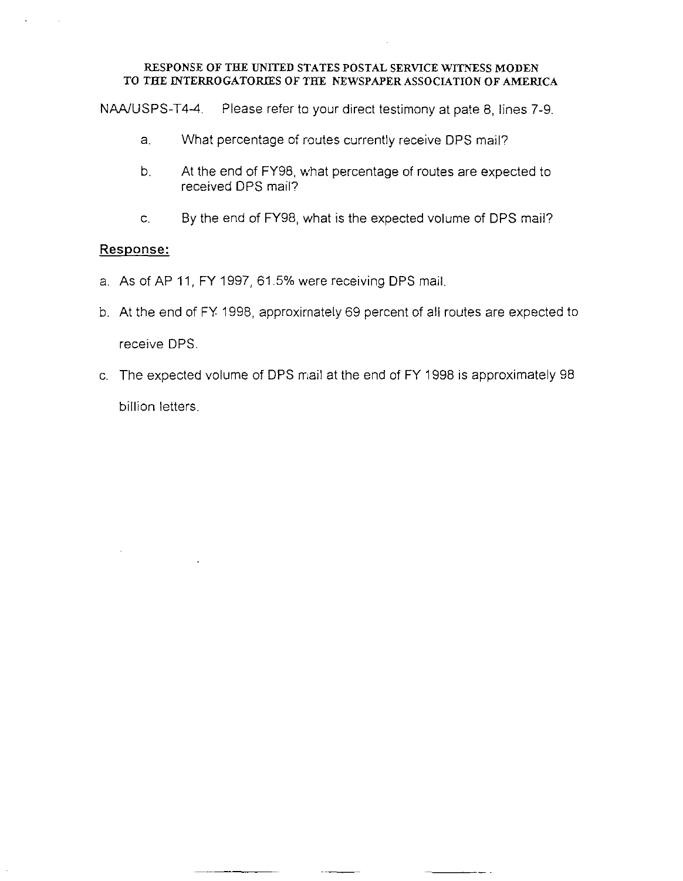RESPONSE OF THE UNITED STATES POSTAL SERVICE WITNESS MODEN
TO THE INTERROGATORIES OF THE NEWSPAPER ASSOCIATION OF AMERICA

NAA/USPS-T4-4. Please refer to your direct testimony at pate 8, lines 7-9.

a. What percentage of routes currently receive DPS mail?

b. At the end of FY98, what percentage of routes are expected to received DPS mail?

c. By the end of FY98, what is the expected volume of DPS mail?

## Response:

a. As of AP 11, FY 1997, 61.5% were receiving DPS mail.

b. At the end of FY 1998, approximately 69 percent of all routes are expected to receive DPS.

c. The expected volume of DPS mail at the end of FY 1998 is approximately 98 billion letters.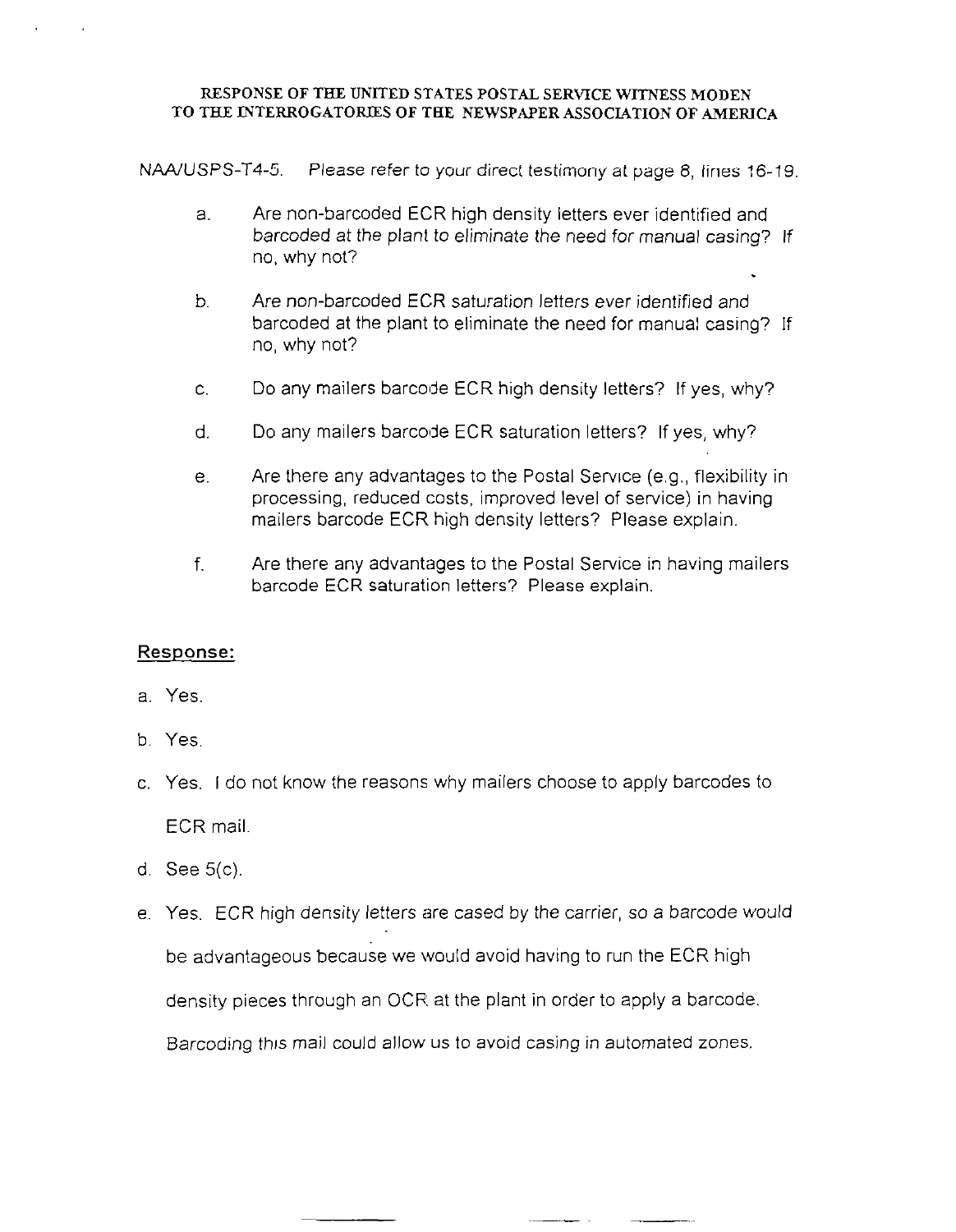**RESPONSE OF THE UNITED STATES POSTAL SERVICE WITNESS MODEN TO THE INTERROGATORIES OF THE NEWSPAPER ASSOCIATION OF AMERICA**

NAA/USPS-T4-5. Please refer to your direct testimony at page 8, lines 16-19.

a. Are non-barcoded ECR high density letters ever identified and barcoded at the plant to eliminate the need for manual casing? If no, why not?

b. Are non-barcoded ECR saturation letters ever identified and barcoded at the plant to eliminate the need for manual casing? If no, why not?

c. Do any mailers barcode ECR high density letters? If yes, why?

d. Do any mailers barcode ECR saturation letters? If yes, why?

e. Are there any advantages to the Postal Service (e.g., flexibility in processing, reduced costs, improved level of service) in having mailers barcode ECR high density letters? Please explain.

f. Are there any advantages to the Postal Service in having mailers barcode ECR saturation letters? Please explain.

**Response:**

a. Yes.

b. Yes.

c. Yes. I do not know the reasons why mailers choose to apply barcodes to ECR mail.

d. See 5(c).

e. Yes. ECR high density letters are cased by the carrier, so a barcode would be advantageous because we would avoid having to run the ECR high density pieces through an OCR at the plant in order to apply a barcode. Barcoding this mail could allow us to avoid casing in automated zones.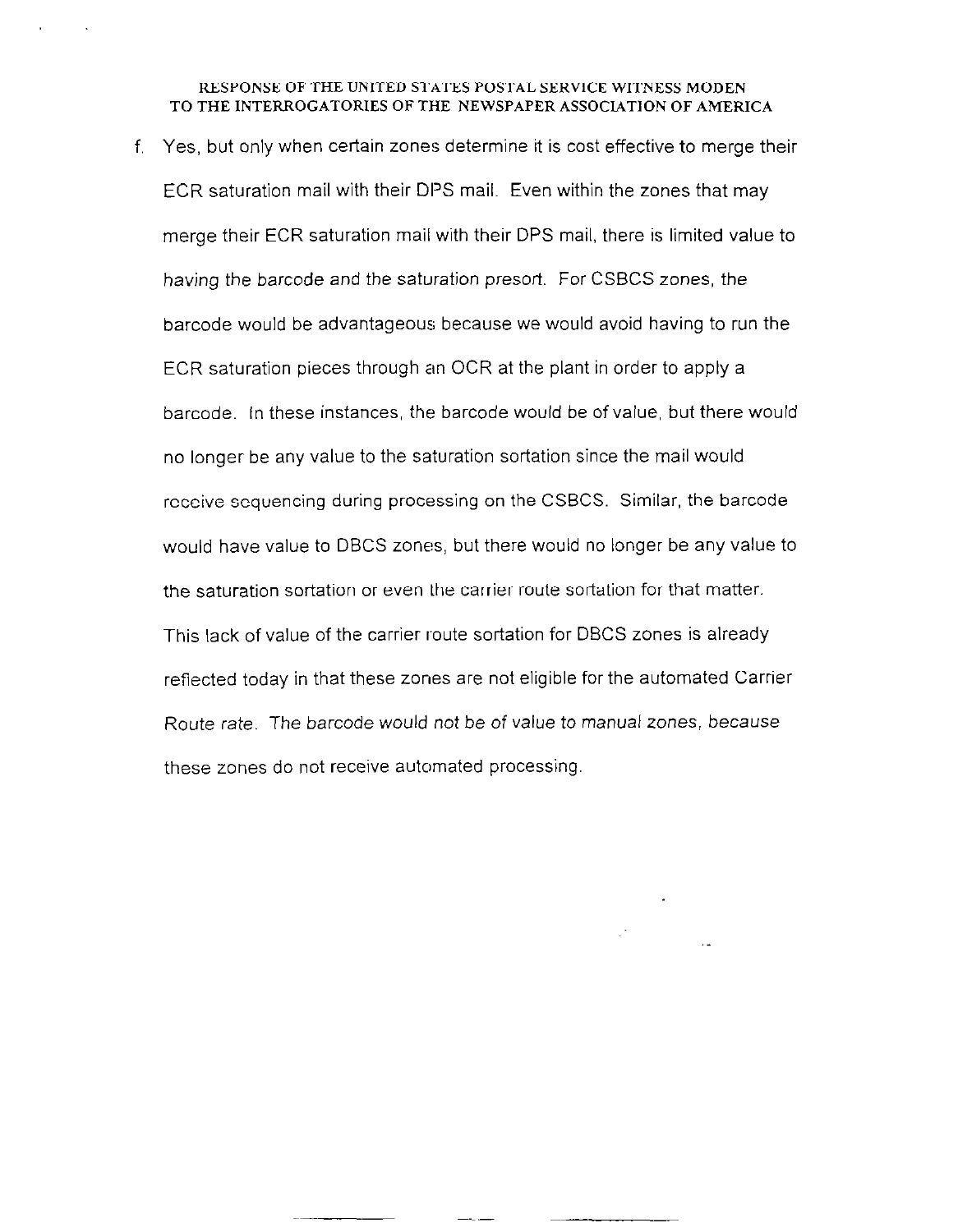RESPONSE OF THE UNITED STATES POSTAL SERVICE WITNESS MODEN
TO THE INTERROGATORIES OF THE NEWSPAPER ASSOCIATION OF AMERICA

f. Yes, but only when certain zones determine it is cost effective to merge their ECR saturation mail with their DPS mail. Even within the zones that may merge their ECR saturation mail with their DPS mail, there is limited value to having the barcode and the saturation presort. For CSBCS zones, the barcode would be advantageous because we would avoid having to run the ECR saturation pieces through an OCR at the plant in order to apply a barcode. In these instances, the barcode would be of value, but there would no longer be any value to the saturation sortation since the mail would receive sequencing during processing on the CSBCS. Similar, the barcode would have value to DBCS zones, but there would no longer be any value to the saturation sortation or even the carrier route sortation for that matter. This lack of value of the carrier route sortation for DBCS zones is already reflected today in that these zones are not eligible for the automated Carrier Route rate. The barcode would not be of value to manual zones, because these zones do not receive automated processing.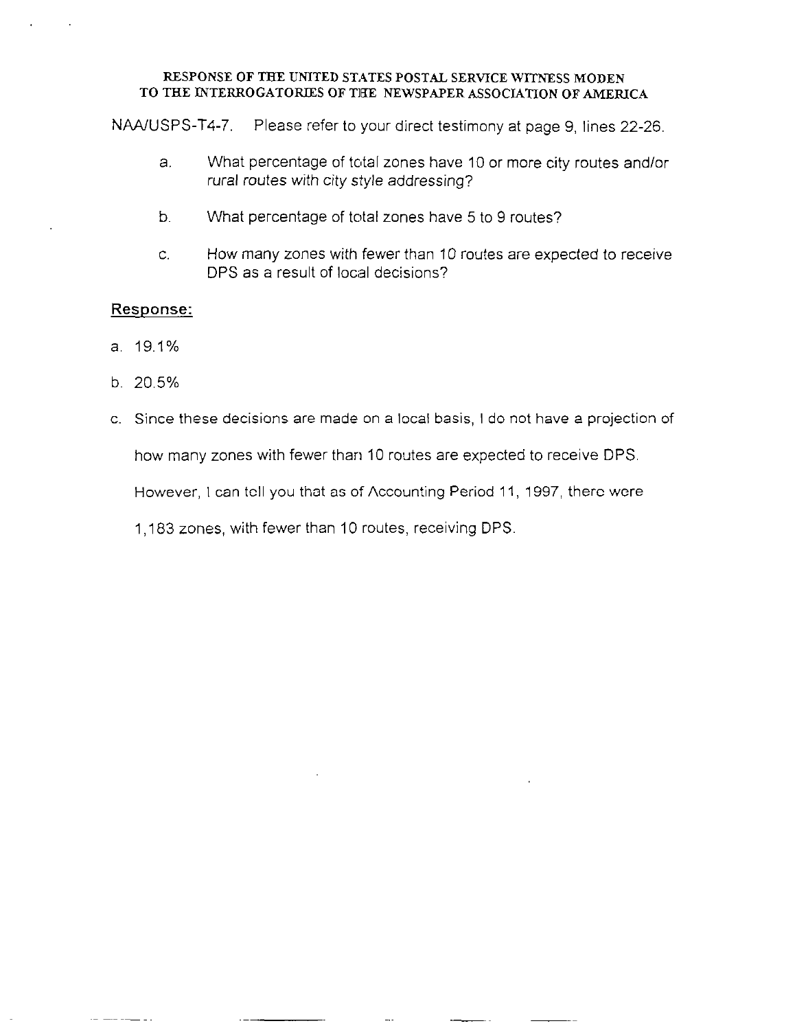RESPONSE OF THE UNITED STATES POSTAL SERVICE WITNESS MODEN
TO THE INTERROGATORIES OF THE NEWSPAPER ASSOCIATION OF AMERICA

NAA/USPS-T4-7. Please refer to your direct testimony at page 9, lines 22-26.

a. What percentage of total zones have 10 or more city routes and/or rural routes with city style addressing?

b. What percentage of total zones have 5 to 9 routes?

c. How many zones with fewer than 10 routes are expected to receive DPS as a result of local decisions?

Response:

a. 19.1%

b. 20.5%

c. Since these decisions are made on a local basis, I do not have a projection of how many zones with fewer than 10 routes are expected to receive DPS. However, I can tell you that as of Accounting Period 11, 1997, there were 1,183 zones, with fewer than 10 routes, receiving DPS.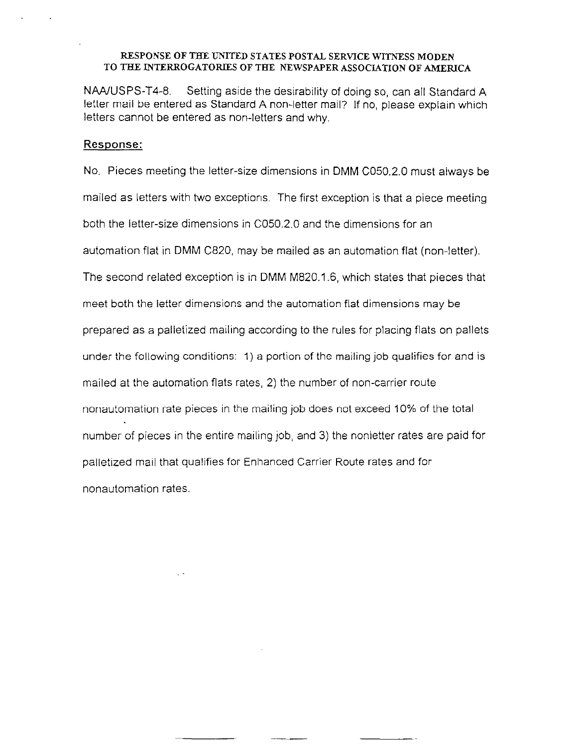RESPONSE OF THE UNITED STATES POSTAL SERVICE WITNESS MODEN
TO THE INTERROGATORIES OF THE NEWSPAPER ASSOCIATION OF AMERICA

NAA/USPS-T4-8. Setting aside the desirability of doing so, can all Standard A letter mail be entered as Standard A non-letter mail? If no, please explain which letters cannot be entered as non-letters and why.

## Response:

No. Pieces meeting the letter-size dimensions in DMM C050.2.0 must always be mailed as letters with two exceptions. The first exception is that a piece meeting both the letter-size dimensions in C050.2.0 and the dimensions for an automation flat in DMM C820, may be mailed as an automation flat (non-letter). The second related exception is in DMM M820.1.6, which states that pieces that meet both the letter dimensions and the automation flat dimensions may be prepared as a palletized mailing according to the rules for placing flats on pallets under the following conditions: 1) a portion of the mailing job qualifies for and is mailed at the automation flats rates, 2) the number of non-carrier route nonautomation rate pieces in the mailing job does not exceed 10% of the total number of pieces in the entire mailing job, and 3) the nonletter rates are paid for palletized mail that qualifies for Enhanced Carrier Route rates and for nonautomation rates.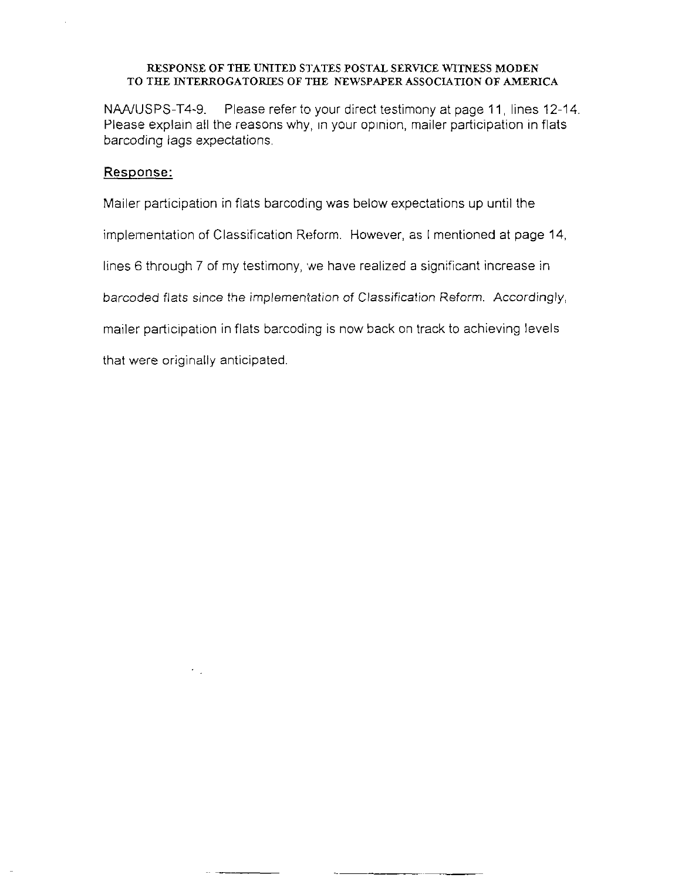RESPONSE OF THE UNITED STATES POSTAL SERVICE WITNESS MODEN
TO THE INTERROGATORIES OF THE NEWSPAPER ASSOCIATION OF AMERICA

NAA/USPS-T4-9. Please refer to your direct testimony at page 11, lines 12-14. Please explain all the reasons why, in your opinion, mailer participation in flats barcoding lags expectations.

**Response:**

Mailer participation in flats barcoding was below expectations up until the implementation of Classification Reform. However, as I mentioned at page 14, lines 6 through 7 of my testimony, we have realized a significant increase in barcoded flats since the implementation of Classification Reform. Accordingly, mailer participation in flats barcoding is now back on track to achieving levels that were originally anticipated.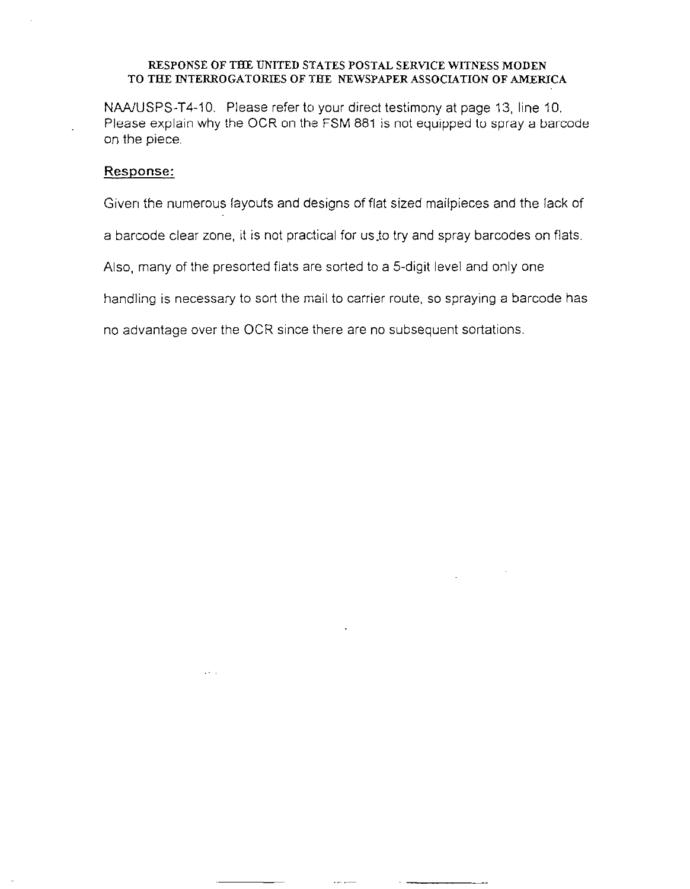RESPONSE OF THE UNITED STATES POSTAL SERVICE WITNESS MODEN
TO THE INTERROGATORIES OF THE NEWSPAPER ASSOCIATION OF AMERICA

NAA/USPS-T4-10. Please refer to your direct testimony at page 13, line 10. Please explain why the OCR on the FSM 881 is not equipped to spray a barcode on the piece.

**Response:**

Given the numerous layouts and designs of flat sized mailpieces and the lack of a barcode clear zone, it is not practical for us to try and spray barcodes on flats. Also, many of the presorted flats are sorted to a 5-digit level and only one handling is necessary to sort the mail to carrier route, so spraying a barcode has no advantage over the OCR since there are no subsequent sortations.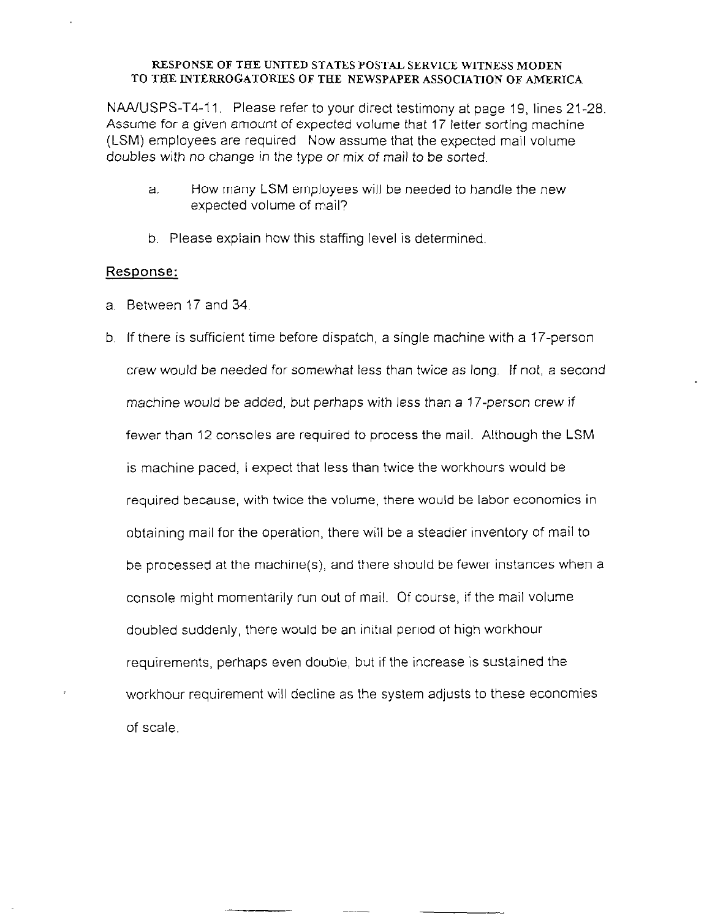**RESPONSE OF THE UNITED STATES POSTAL SERVICE WITNESS MODEN TO THE INTERROGATORIES OF THE NEWSPAPER ASSOCIATION OF AMERICA**

NAA/USPS-T4-11. Please refer to your direct testimony at page 19, lines 21-28. Assume for a given amount of expected volume that 17 letter sorting machine (LSM) employees are required Now assume that the expected mail volume doubles with no change in the type or mix of mail to be sorted.

a. How many LSM employees will be needed to handle the new expected volume of mail?

b. Please explain how this staffing level is determined.

## Response:

a. Between 17 and 34.

b. If there is sufficient time before dispatch, a single machine with a 17-person crew would be needed for somewhat less than twice as long. If not, a second machine would be added, but perhaps with less than a 17-person crew if fewer than 12 consoles are required to process the mail. Although the LSM is machine paced, I expect that less than twice the workhours would be required because, with twice the volume, there would be labor economics in obtaining mail for the operation, there will be a steadier inventory of mail to be processed at the machine(s), and there should be fewer instances when a console might momentarily run out of mail. Of course, if the mail volume doubled suddenly, there would be an initial period of high workhour requirements, perhaps even double, but if the increase is sustained the workhour requirement will decline as the system adjusts to these economies of scale.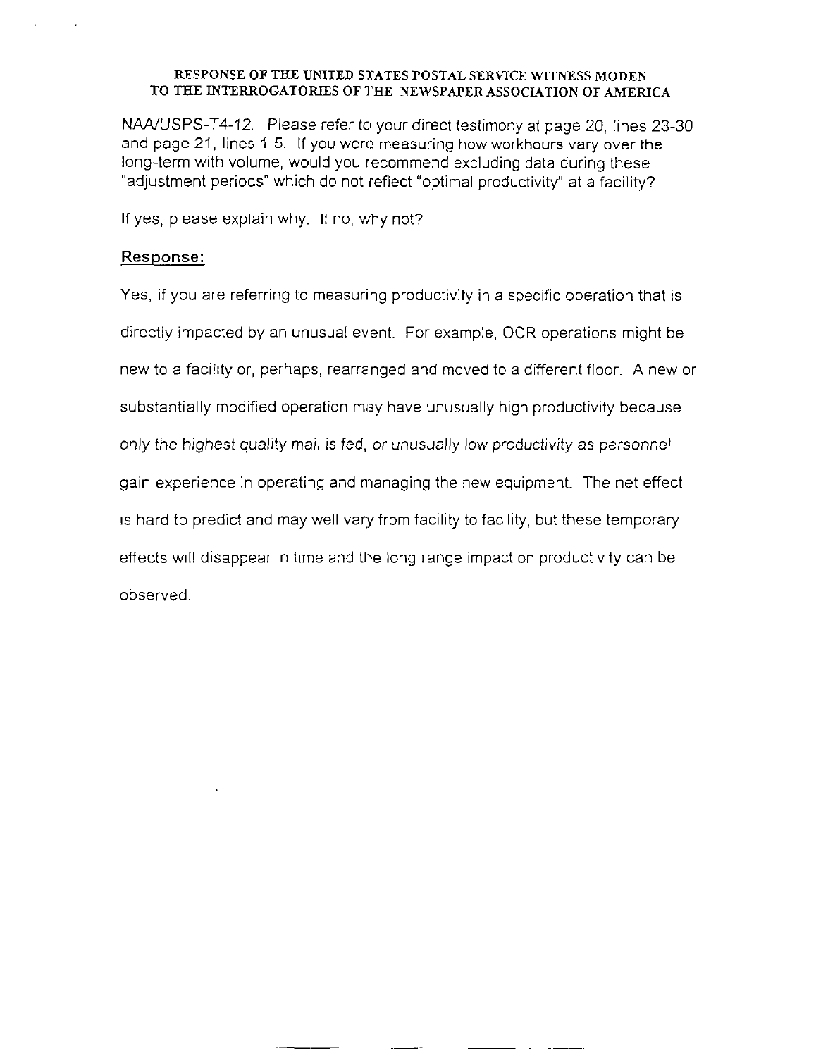RESPONSE OF THE UNITED STATES POSTAL SERVICE WITNESS MODEN
TO THE INTERROGATORIES OF THE NEWSPAPER ASSOCIATION OF AMERICA

NAA/USPS-T4-12. Please refer to your direct testimony at page 20, lines 23-30 and page 21, lines 1-5. If you were measuring how workhours vary over the long-term with volume, would you recommend excluding data during these "adjustment periods" which do not reflect "optimal productivity" at a facility?

If yes, please explain why. If no, why not?

**Response:**

Yes, if you are referring to measuring productivity in a specific operation that is directly impacted by an unusual event. For example, OCR operations might be new to a facility or, perhaps, rearranged and moved to a different floor. A new or substantially modified operation may have unusually high productivity because only the highest quality mail is fed, or unusually low productivity as personnel gain experience in operating and managing the new equipment. The net effect is hard to predict and may well vary from facility to facility, but these temporary effects will disappear in time and the long range impact on productivity can be observed.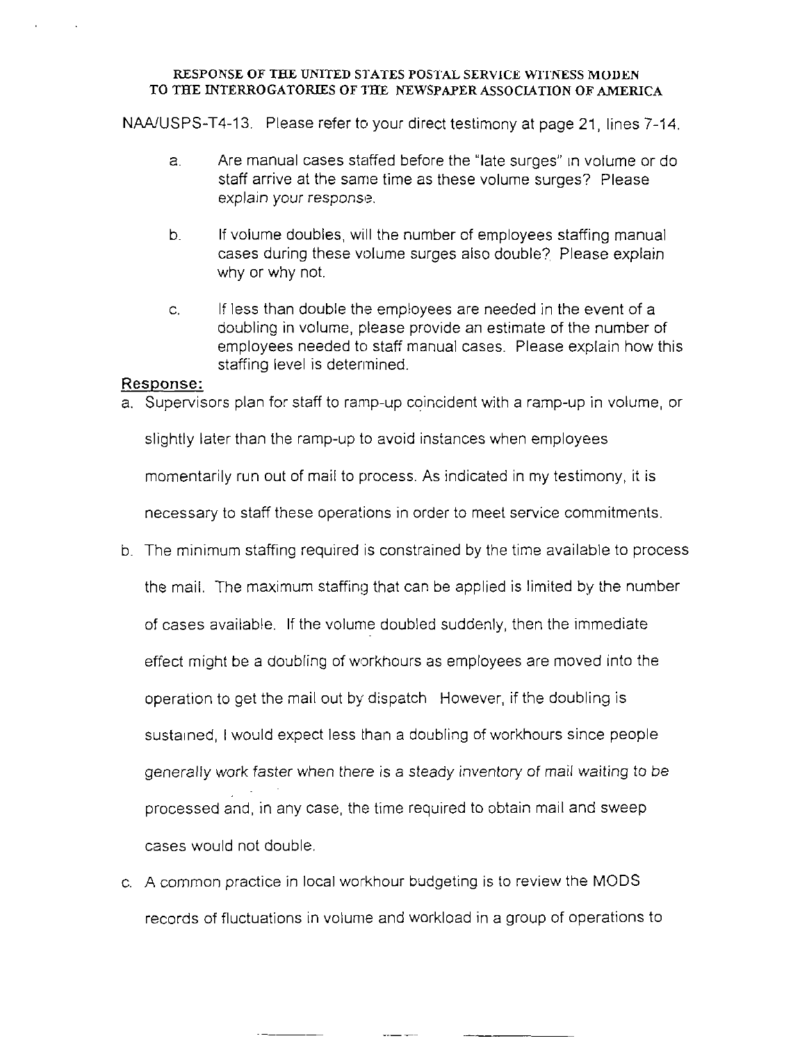RESPONSE OF THE UNITED STATES POSTAL SERVICE WITNESS MODEN
TO THE INTERROGATORIES OF THE NEWSPAPER ASSOCIATION OF AMERICA

NAA/USPS-T4-13. Please refer to your direct testimony at page 21, lines 7-14.

a. Are manual cases staffed before the "late surges" in volume or do staff arrive at the same time as these volume surges? Please explain your response.

b. If volume doubles, will the number of employees staffing manual cases during these volume surges also double? Please explain why or why not.

c. If less than double the employees are needed in the event of a doubling in volume, please provide an estimate of the number of employees needed to staff manual cases. Please explain how this staffing level is determined.

**Response:**

a. Supervisors plan for staff to ramp-up coincident with a ramp-up in volume, or slightly later than the ramp-up to avoid instances when employees momentarily run out of mail to process. As indicated in my testimony, it is necessary to staff these operations in order to meet service commitments.

b. The minimum staffing required is constrained by the time available to process the mail. The maximum staffing that can be applied is limited by the number of cases available. If the volume doubled suddenly, then the immediate effect might be a doubling of workhours as employees are moved into the operation to get the mail out by dispatch However, if the doubling is sustained, I would expect less than a doubling of workhours since people generally work faster when there is a steady inventory of mail waiting to be processed and, in any case, the time required to obtain mail and sweep cases would not double.

c. A common practice in local workhour budgeting is to review the MODS records of fluctuations in volume and workload in a group of operations to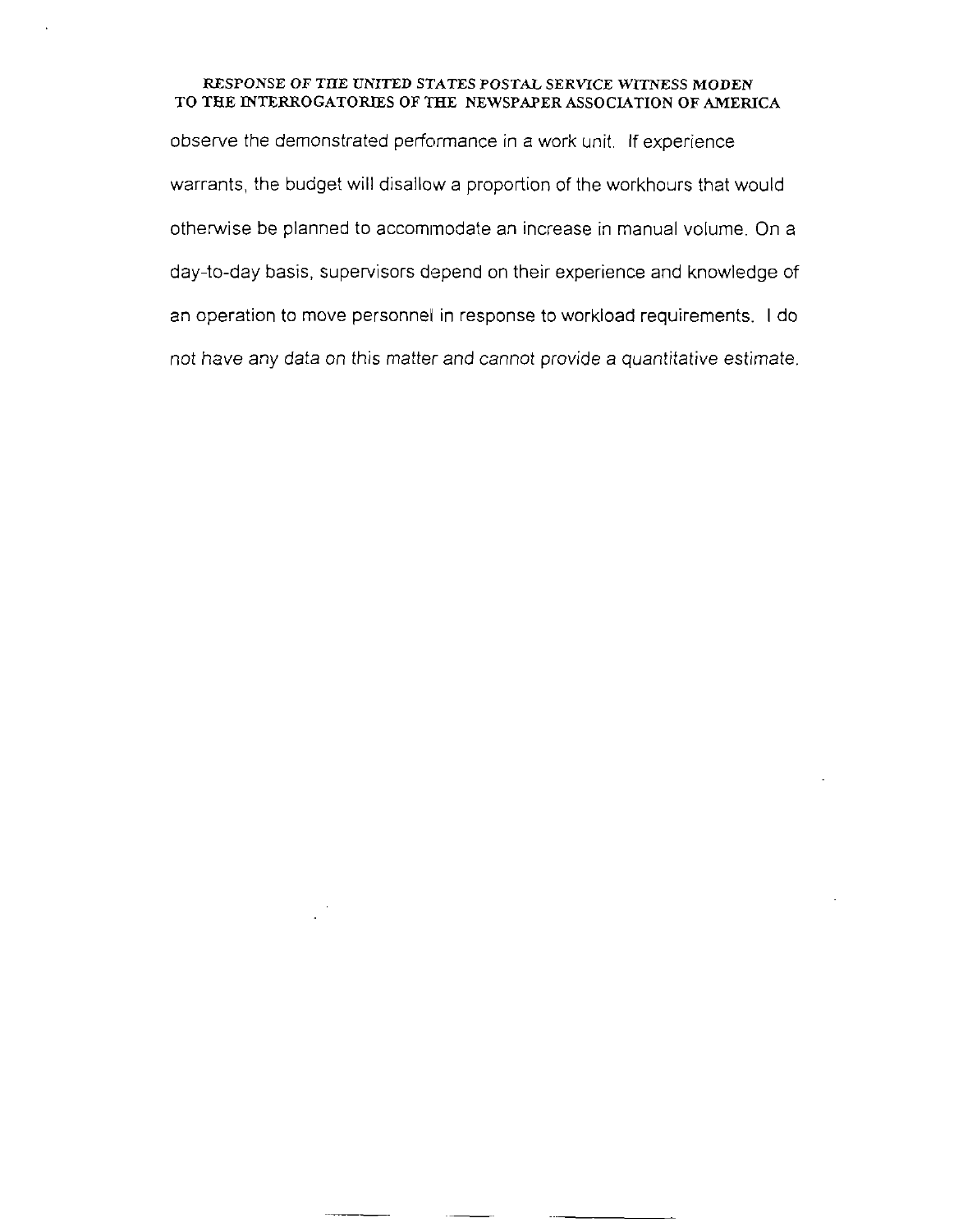observe the demonstrated performance in a work unit. If experience warrants, the budget will disallow a proportion of the workhours that would otherwise be planned to accommodate an increase in manual volume. On a day-to-day basis, supervisors depend on their experience and knowledge of an operation to move personnel in response to workload requirements. I do not have any data on this matter and cannot provide a quantitative estimate.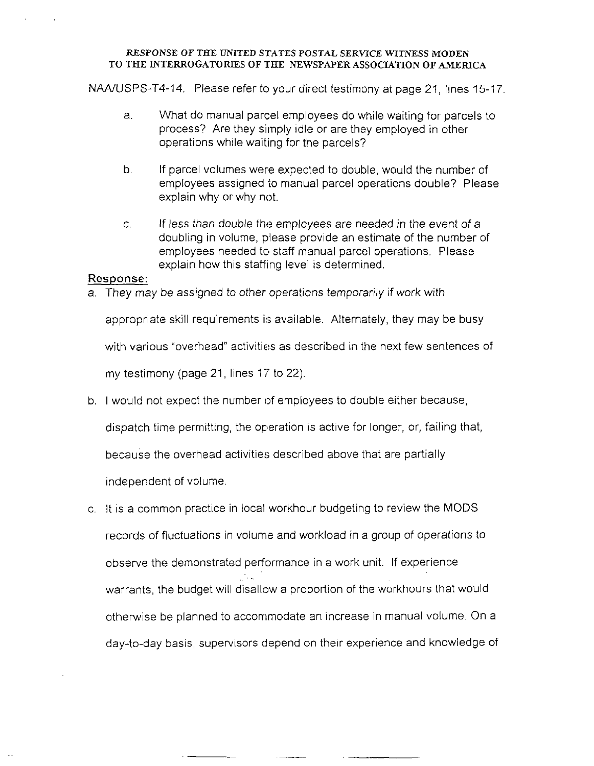RESPONSE OF THE UNITED STATES POSTAL SERVICE WITNESS MODEN
TO THE INTERROGATORIES OF THE NEWSPAPER ASSOCIATION OF AMERICA

NAA/USPS-T4-14. Please refer to your direct testimony at page 21, lines 15-17.

a. What do manual parcel employees do while waiting for parcels to process? Are they simply idle or are they employed in other operations while waiting for the parcels?

b. If parcel volumes were expected to double, would the number of employees assigned to manual parcel operations double? Please explain why or why not.

c. If less than double the employees are needed in the event of a doubling in volume, please provide an estimate of the number of employees needed to staff manual parcel operations. Please explain how this staffing level is determined.

**Response:**

a. They may be assigned to other operations temporarily if work with appropriate skill requirements is available. Alternately, they may be busy with various "overhead" activities as described in the next few sentences of my testimony (page 21, lines 17 to 22).

b. I would not expect the number of employees to double either because, dispatch time permitting, the operation is active for longer, or, failing that, because the overhead activities described above that are partially independent of volume.

c. It is a common practice in local workhour budgeting to review the MODS records of fluctuations in volume and workload in a group of operations to observe the demonstrated performance in a work unit. If experience warrants, the budget will disallow a proportion of the workhours that would otherwise be planned to accommodate an increase in manual volume. On a day-to-day basis, supervisors depend on their experience and knowledge of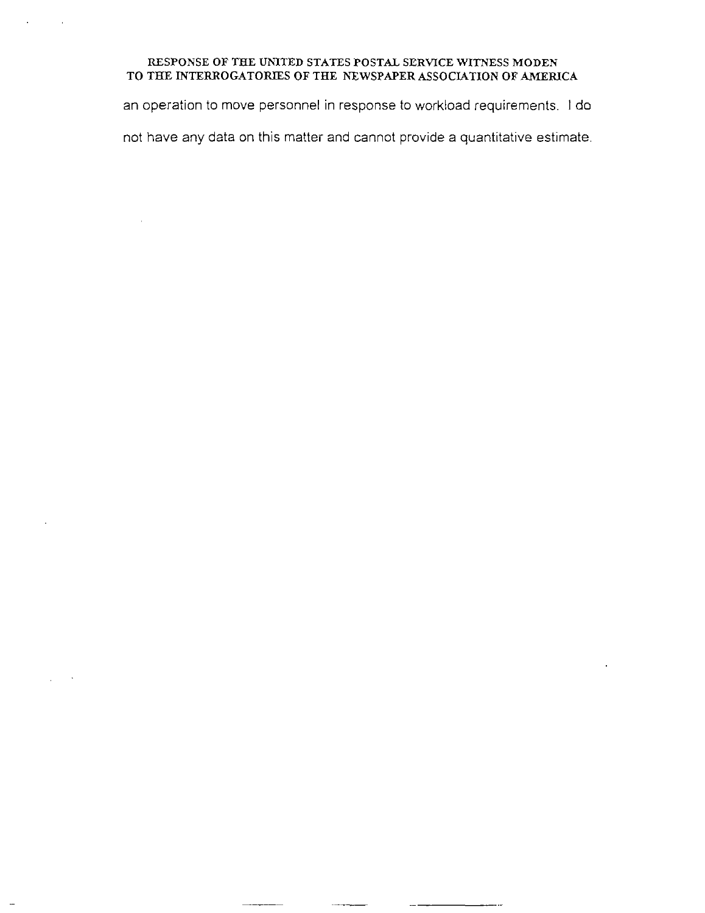an operation to move personnel in response to workload requirements. I do not have any data on this matter and cannot provide a quantitative estimate.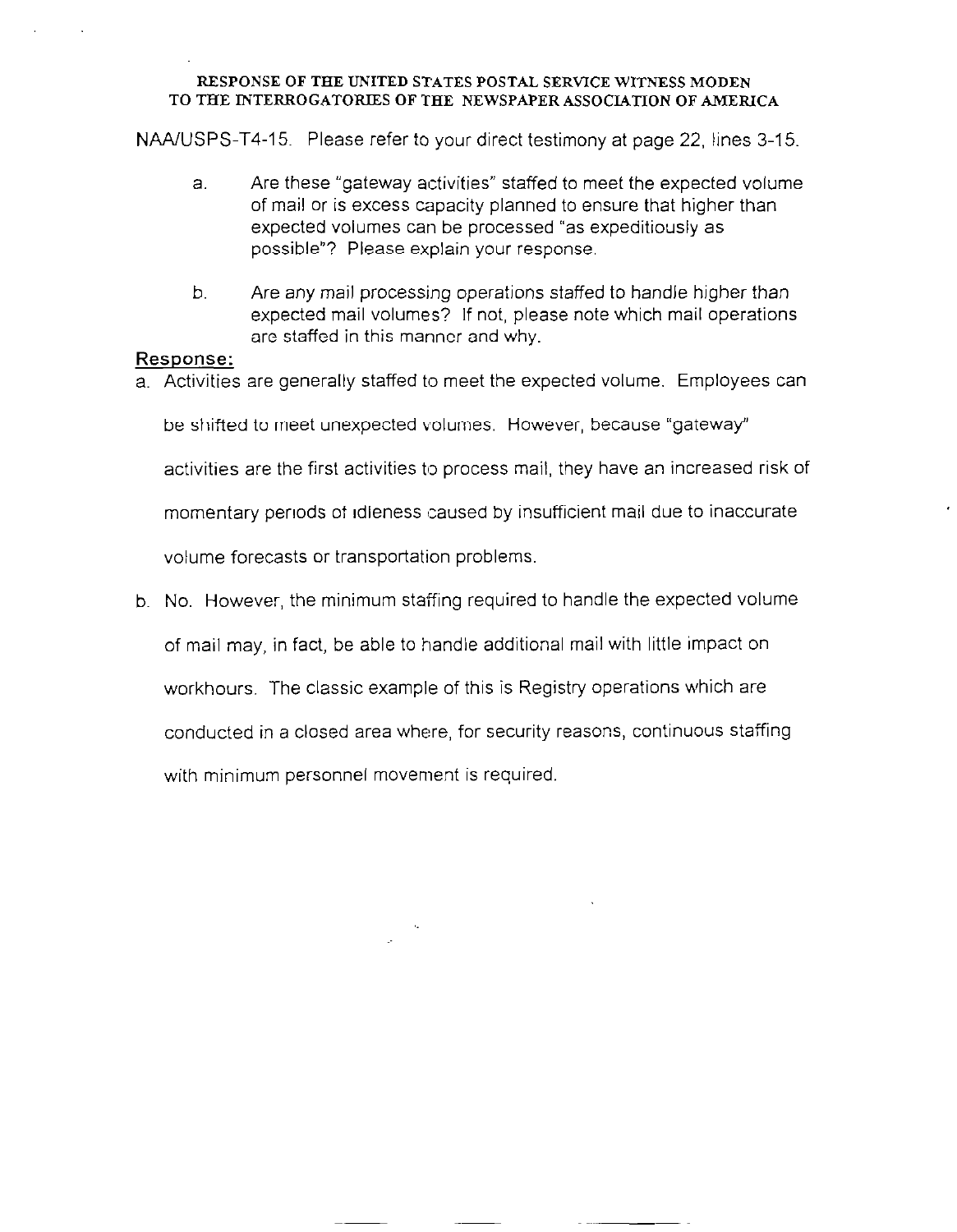RESPONSE OF THE UNITED STATES POSTAL SERVICE WITNESS MODEN
TO THE INTERROGATORIES OF THE NEWSPAPER ASSOCIATION OF AMERICA

NAA/USPS-T4-15. Please refer to your direct testimony at page 22, lines 3-15.

a. Are these "gateway activities" staffed to meet the expected volume of mail or is excess capacity planned to ensure that higher than expected volumes can be processed "as expeditiously as possible"? Please explain your response.

b. Are any mail processing operations staffed to handle higher than expected mail volumes? If not, please note which mail operations are staffed in this manner and why.

**Response:**

a. Activities are generally staffed to meet the expected volume. Employees can be shifted to meet unexpected volumes. However, because "gateway" activities are the first activities to process mail, they have an increased risk of momentary periods of idleness caused by insufficient mail due to inaccurate volume forecasts or transportation problems.

b. No. However, the minimum staffing required to handle the expected volume of mail may, in fact, be able to handle additional mail with little impact on workhours. The classic example of this is Registry operations which are conducted in a closed area where, for security reasons, continuous staffing with minimum personnel movement is required.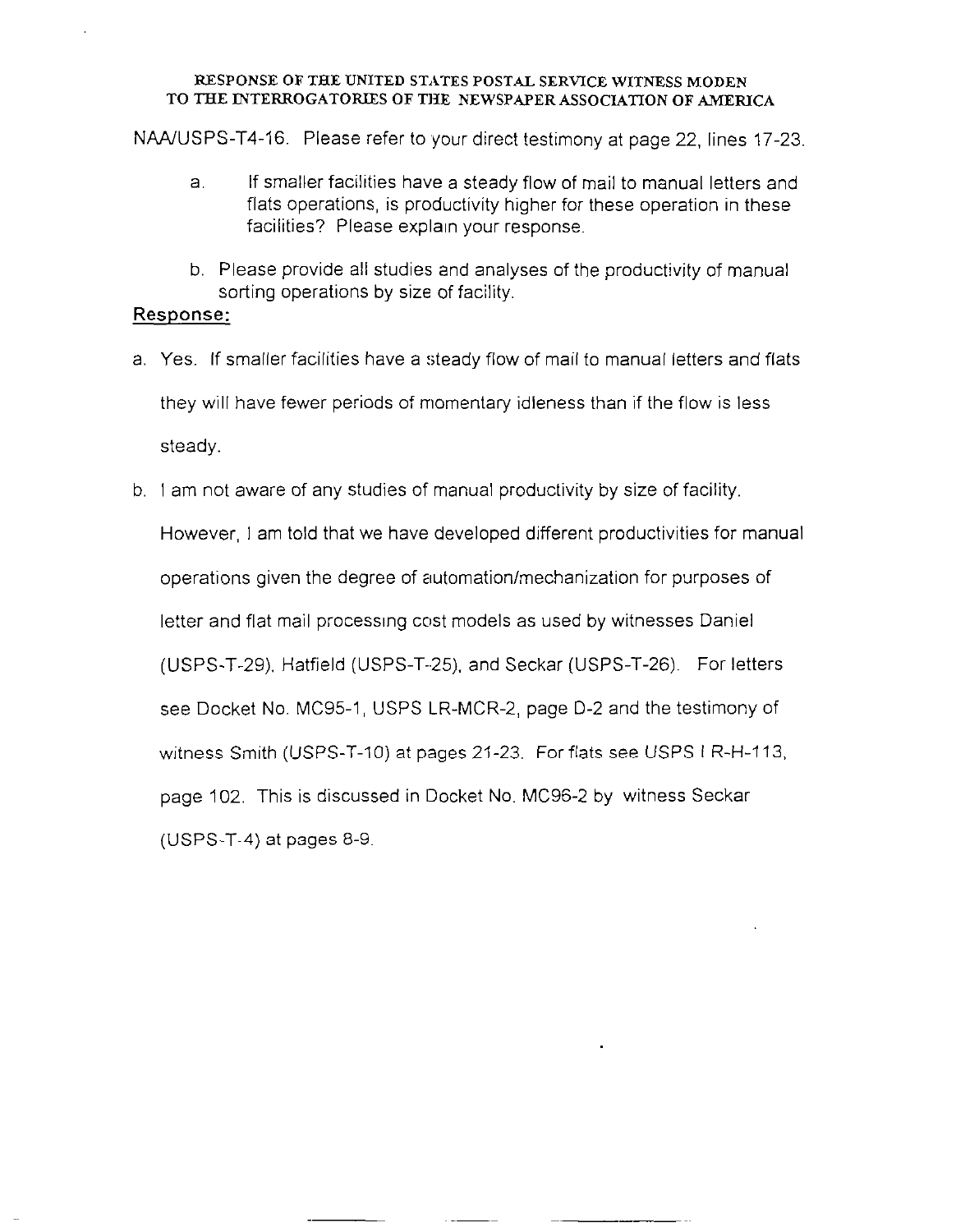RESPONSE OF THE UNITED STATES POSTAL SERVICE WITNESS MODEN
TO THE INTERROGATORIES OF THE NEWSPAPER ASSOCIATION OF AMERICA

NAA/USPS-T4-16. Please refer to your direct testimony at page 22, lines 17-23.

a. If smaller facilities have a steady flow of mail to manual letters and flats operations, is productivity higher for these operation in these facilities? Please explain your response.

b. Please provide all studies and analyses of the productivity of manual sorting operations by size of facility.

**Response:**

a. Yes. If smaller facilities have a steady flow of mail to manual letters and flats they will have fewer periods of momentary idleness than if the flow is less steady.

b. I am not aware of any studies of manual productivity by size of facility. However, I am told that we have developed different productivities for manual operations given the degree of automation/mechanization for purposes of letter and flat mail processing cost models as used by witnesses Daniel (USPS-T-29), Hatfield (USPS-T-25), and Seckar (USPS-T-26). For letters see Docket No. MC95-1, USPS LR-MCR-2, page D-2 and the testimony of witness Smith (USPS-T-10) at pages 21-23. For flats see USPS LR-H-113, page 102. This is discussed in Docket No. MC96-2 by witness Seckar (USPS-T-4) at pages 8-9.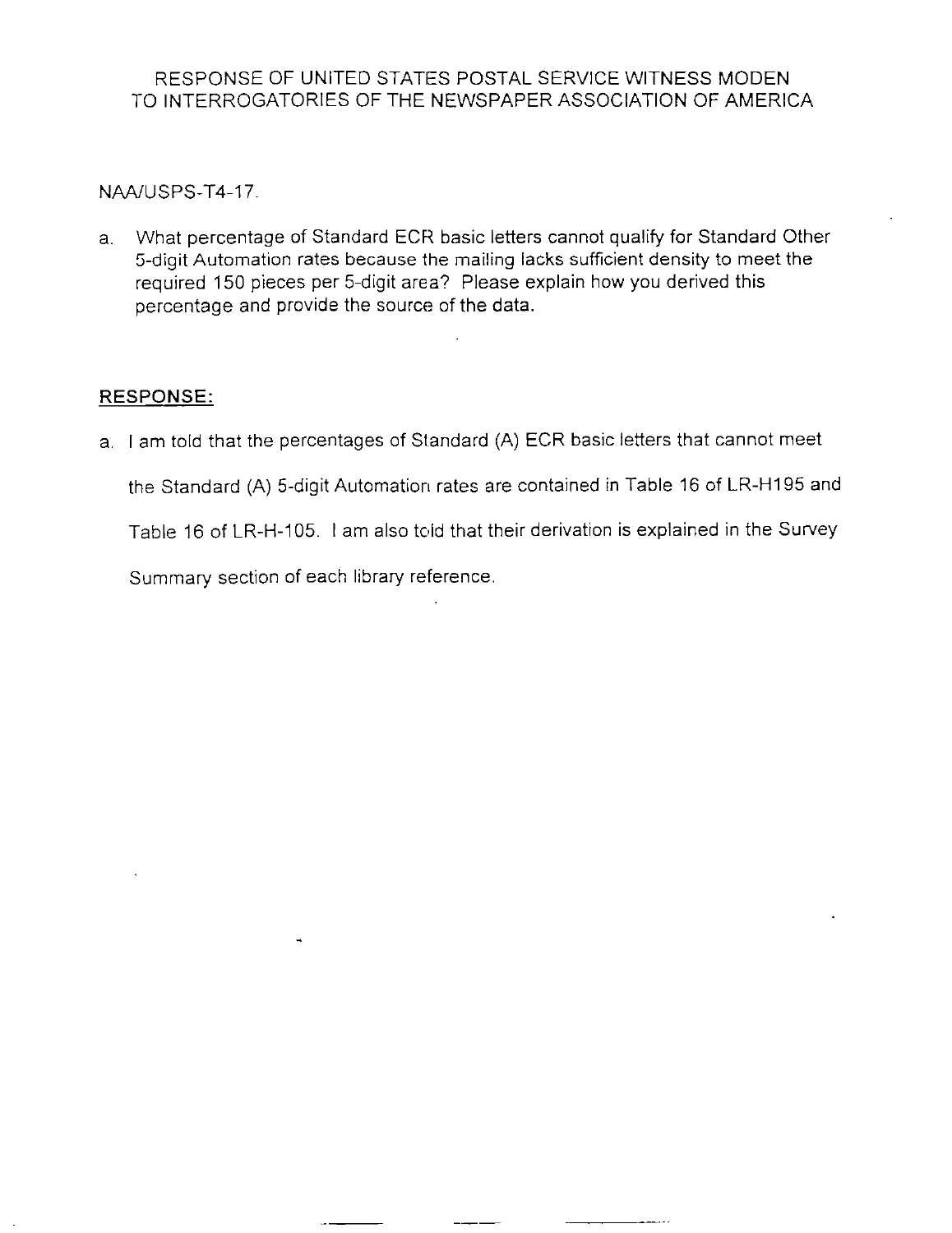RESPONSE OF UNITED STATES POSTAL SERVICE WITNESS MODEN
TO INTERROGATORIES OF THE NEWSPAPER ASSOCIATION OF AMERICA

NAA/USPS-T4-17.

a. What percentage of Standard ECR basic letters cannot qualify for Standard Other 5-digit Automation rates because the mailing lacks sufficient density to meet the required 150 pieces per 5-digit area? Please explain how you derived this percentage and provide the source of the data.

**RESPONSE:**

a. I am told that the percentages of Standard (A) ECR basic letters that cannot meet the Standard (A) 5-digit Automation rates are contained in Table 16 of LR-H195 and Table 16 of LR-H-105. I am also told that their derivation is explained in the Survey Summary section of each library reference.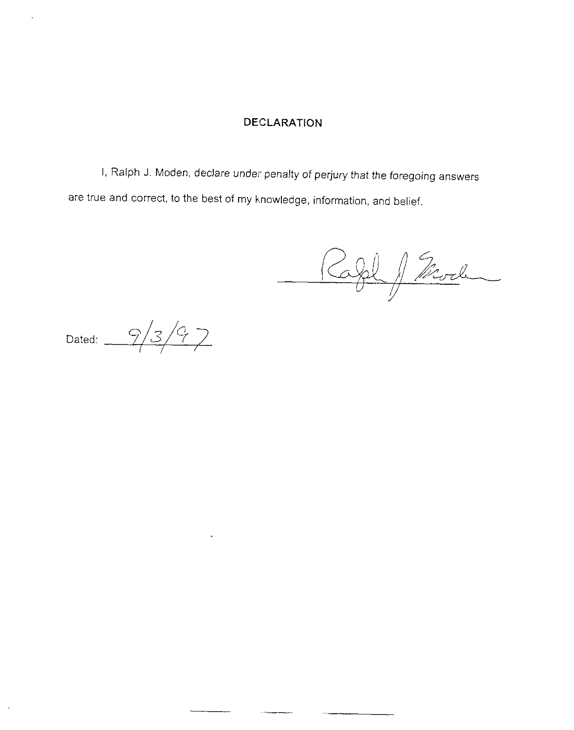# DECLARATION

I, Ralph J. Moden, declare under penalty of perjury that the foregoing answers are true and correct, to the best of my knowledge, information, and belief.

Ralph J. Moden

Dated: 9/3/97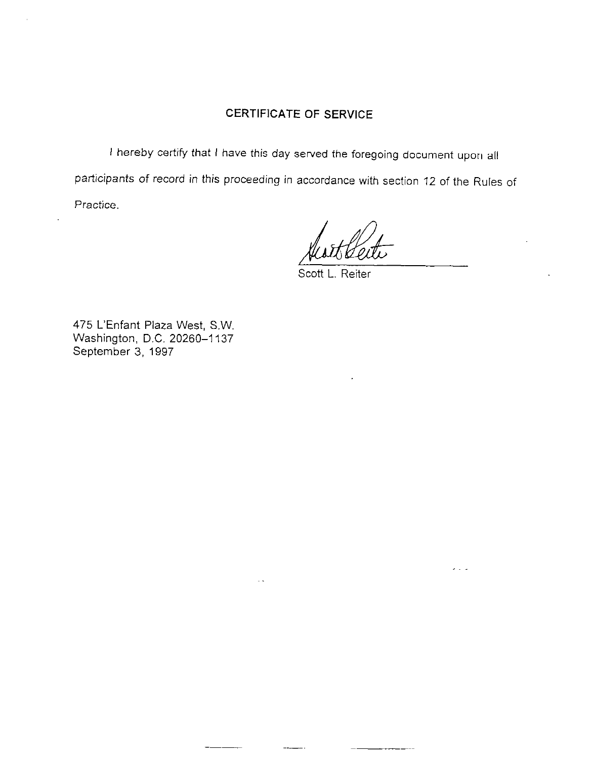## CERTIFICATE OF SERVICE

I hereby certify that I have this day served the foregoing document upon all participants of record in this proceeding in accordance with section 12 of the Rules of Practice.

Scott L. Reiter

475 L'Enfant Plaza West, S.W.
Washington, D.C. 20260–1137
September 3, 1997